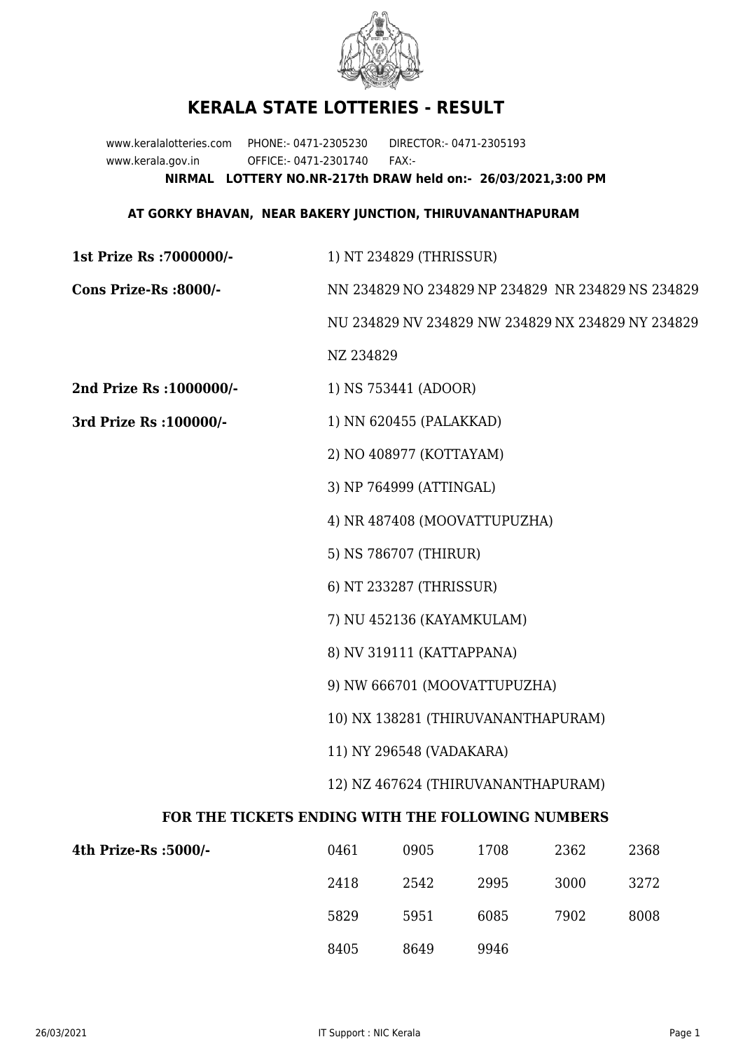# KERALA STATE LOTTERIES - RESULT

www.keralalotteries.com PHONE:- 0471-2305230 DIRECTOR:- 0471-2305193
www.kerala.gov.in OFFICE:- 0471-2301740 FAX:-

**NIRMAL LOTTERY NO.NR-217th DRAW held on:- 26/03/2021,3:00 PM**

**AT GORKY BHAVAN, NEAR BAKERY JUNCTION, THIRUVANANTHAPURAM**

**1st Prize Rs :7000000/-** 1) NT 234829 (THRISSUR)

**Cons Prize-Rs :8000/-** NN 234829 NO 234829 NP 234829 NR 234829 NS 234829 NU 234829 NV 234829 NW 234829 NX 234829 NY 234829 NZ 234829

**2nd Prize Rs :1000000/-** 1) NS 753441 (ADOOR)

**3rd Prize Rs :100000/-**

1) NN 620455 (PALAKKAD)
2) NO 408977 (KOTTAYAM)
3) NP 764999 (ATTINGAL)
4) NR 487408 (MOOVATTUPUZHA)
5) NS 786707 (THIRUR)
6) NT 233287 (THRISSUR)
7) NU 452136 (KAYAMKULAM)
8) NV 319111 (KATTAPPANA)
9) NW 666701 (MOOVATTUPUZHA)
10) NX 138281 (THIRUVANANTHAPURAM)
11) NY 296548 (VADAKARA)
12) NZ 467624 (THIRUVANANTHAPURAM)

**FOR THE TICKETS ENDING WITH THE FOLLOWING NUMBERS**

**4th Prize-Rs :5000/-**

| | | | | |
|---|---|---|---|---|
| 0461 | 0905 | 1708 | 2362 | 2368 |
| 2418 | 2542 | 2995 | 3000 | 3272 |
| 5829 | 5951 | 6085 | 7902 | 8008 |
| 8405 | 8649 | 9946 | | |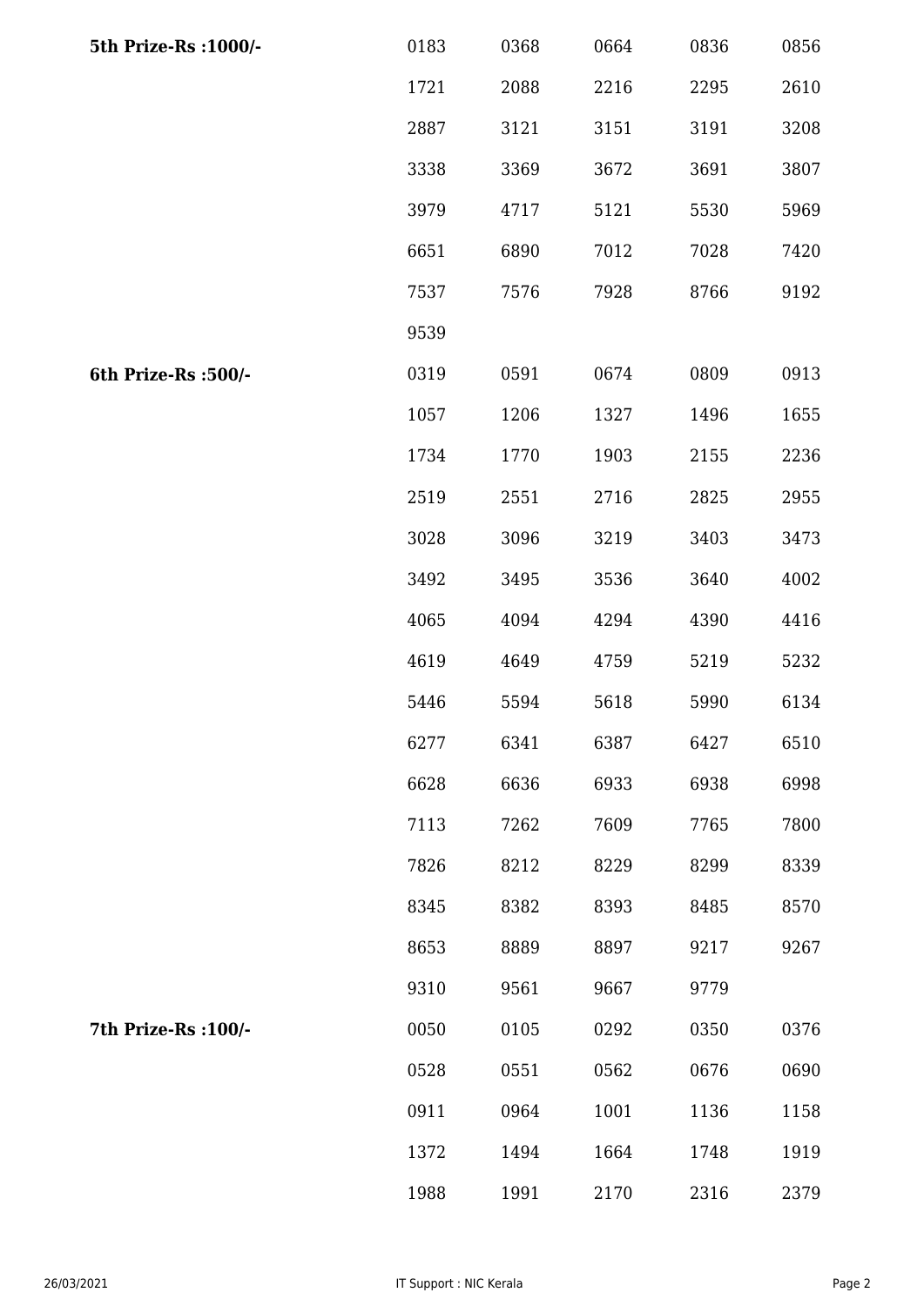| | | | | | |
|---|---|---|---|---|---|
| **5th Prize-Rs :1000/-** | 0183 | 0368 | 0664 | 0836 | 0856 |
| | 1721 | 2088 | 2216 | 2295 | 2610 |
| | 2887 | 3121 | 3151 | 3191 | 3208 |
| | 3338 | 3369 | 3672 | 3691 | 3807 |
| | 3979 | 4717 | 5121 | 5530 | 5969 |
| | 6651 | 6890 | 7012 | 7028 | 7420 |
| | 7537 | 7576 | 7928 | 8766 | 9192 |
| | 9539 | | | | |
| **6th Prize-Rs :500/-** | 0319 | 0591 | 0674 | 0809 | 0913 |
| | 1057 | 1206 | 1327 | 1496 | 1655 |
| | 1734 | 1770 | 1903 | 2155 | 2236 |
| | 2519 | 2551 | 2716 | 2825 | 2955 |
| | 3028 | 3096 | 3219 | 3403 | 3473 |
| | 3492 | 3495 | 3536 | 3640 | 4002 |
| | 4065 | 4094 | 4294 | 4390 | 4416 |
| | 4619 | 4649 | 4759 | 5219 | 5232 |
| | 5446 | 5594 | 5618 | 5990 | 6134 |
| | 6277 | 6341 | 6387 | 6427 | 6510 |
| | 6628 | 6636 | 6933 | 6938 | 6998 |
| | 7113 | 7262 | 7609 | 7765 | 7800 |
| | 7826 | 8212 | 8229 | 8299 | 8339 |
| | 8345 | 8382 | 8393 | 8485 | 8570 |
| | 8653 | 8889 | 8897 | 9217 | 9267 |
| | 9310 | 9561 | 9667 | 9779 | |
| **7th Prize-Rs :100/-** | 0050 | 0105 | 0292 | 0350 | 0376 |
| | 0528 | 0551 | 0562 | 0676 | 0690 |
| | 0911 | 0964 | 1001 | 1136 | 1158 |
| | 1372 | 1494 | 1664 | 1748 | 1919 |
| | 1988 | 1991 | 2170 | 2316 | 2379 |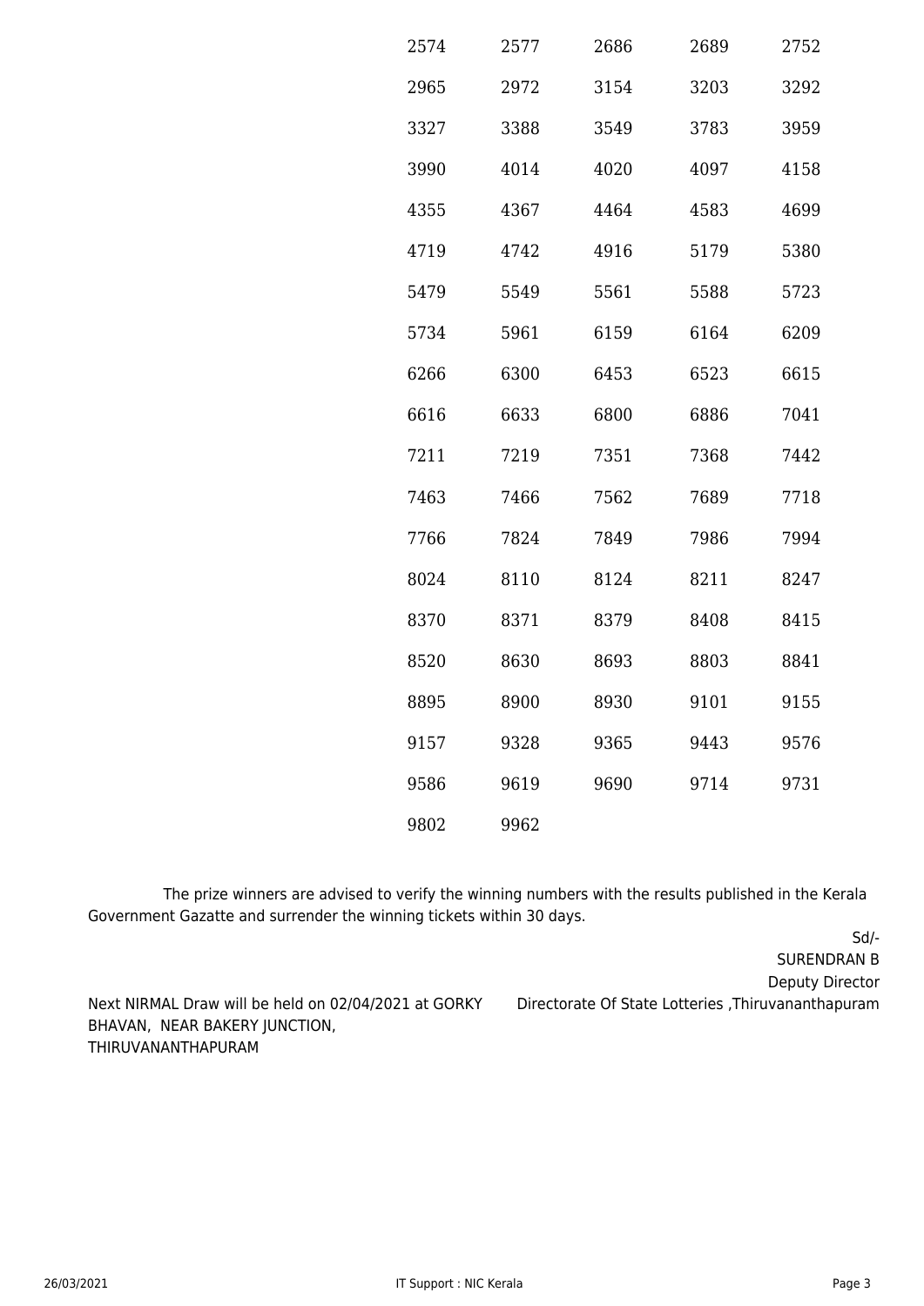| | | | | |
|---|---|---|---|---|
| 2574 | 2577 | 2686 | 2689 | 2752 |
| 2965 | 2972 | 3154 | 3203 | 3292 |
| 3327 | 3388 | 3549 | 3783 | 3959 |
| 3990 | 4014 | 4020 | 4097 | 4158 |
| 4355 | 4367 | 4464 | 4583 | 4699 |
| 4719 | 4742 | 4916 | 5179 | 5380 |
| 5479 | 5549 | 5561 | 5588 | 5723 |
| 5734 | 5961 | 6159 | 6164 | 6209 |
| 6266 | 6300 | 6453 | 6523 | 6615 |
| 6616 | 6633 | 6800 | 6886 | 7041 |
| 7211 | 7219 | 7351 | 7368 | 7442 |
| 7463 | 7466 | 7562 | 7689 | 7718 |
| 7766 | 7824 | 7849 | 7986 | 7994 |
| 8024 | 8110 | 8124 | 8211 | 8247 |
| 8370 | 8371 | 8379 | 8408 | 8415 |
| 8520 | 8630 | 8693 | 8803 | 8841 |
| 8895 | 8900 | 8930 | 9101 | 9155 |
| 9157 | 9328 | 9365 | 9443 | 9576 |
| 9586 | 9619 | 9690 | 9714 | 9731 |
| 9802 | 9962 | | | |

The prize winners are advised to verify the winning numbers with the results published in the Kerala Government Gazatte and surrender the winning tickets within 30 days.

Sd/-
SURENDRAN B
Deputy Director
Directorate Of State Lotteries ,Thiruvananthapuram

Next NIRMAL Draw will be held on 02/04/2021 at GORKY BHAVAN, NEAR BAKERY JUNCTION, THIRUVANANTHAPURAM